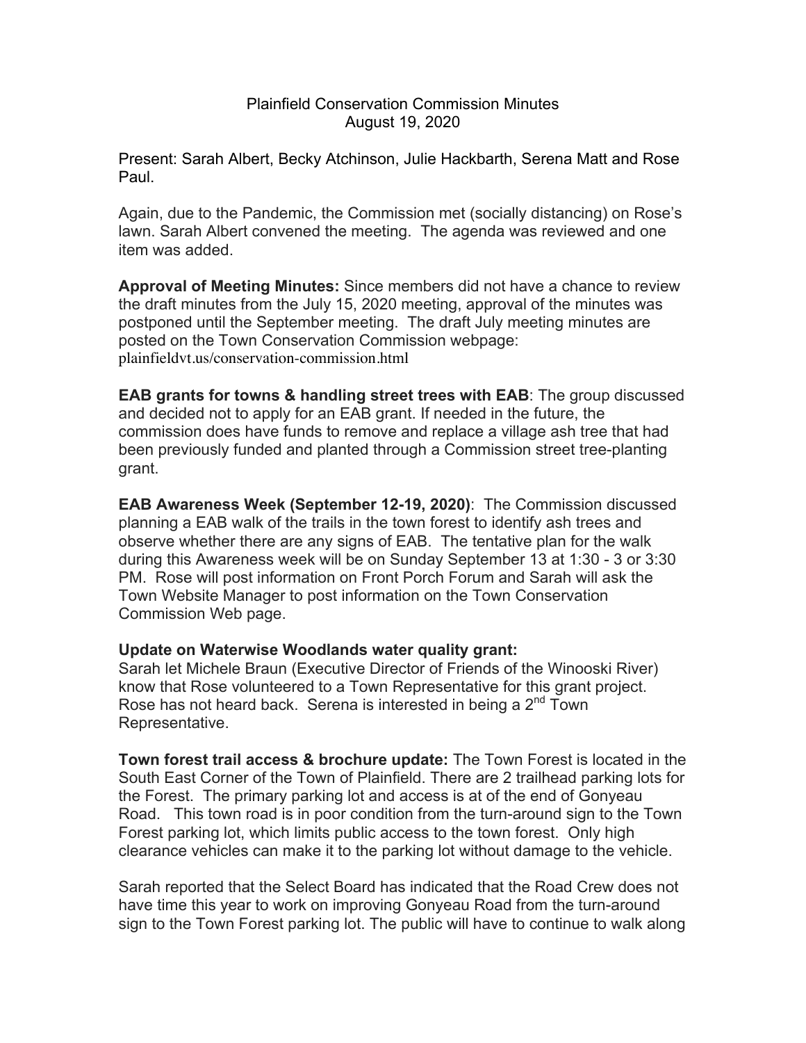Plainfield Conservation Commission Minutes
August 19, 2020

Present: Sarah Albert, Becky Atchinson, Julie Hackbarth, Serena Matt and Rose Paul.

Again, due to the Pandemic, the Commission met (socially distancing) on Rose's lawn. Sarah Albert convened the meeting. The agenda was reviewed and one item was added.

**Approval of Meeting Minutes:** Since members did not have a chance to review the draft minutes from the July 15, 2020 meeting, approval of the minutes was postponed until the September meeting. The draft July meeting minutes are posted on the Town Conservation Commission webpage: plainfieldvt.us/conservation-commission.html

**EAB grants for towns & handling street trees with EAB**: The group discussed and decided not to apply for an EAB grant. If needed in the future, the commission does have funds to remove and replace a village ash tree that had been previously funded and planted through a Commission street tree-planting grant.

**EAB Awareness Week (September 12-19, 2020)**: The Commission discussed planning a EAB walk of the trails in the town forest to identify ash trees and observe whether there are any signs of EAB. The tentative plan for the walk during this Awareness week will be on Sunday September 13 at 1:30 - 3 or 3:30 PM. Rose will post information on Front Porch Forum and Sarah will ask the Town Website Manager to post information on the Town Conservation Commission Web page.

**Update on Waterwise Woodlands water quality grant:**
Sarah let Michele Braun (Executive Director of Friends of the Winooski River) know that Rose volunteered to a Town Representative for this grant project. Rose has not heard back. Serena is interested in being a 2nd Town Representative.

**Town forest trail access & brochure update:** The Town Forest is located in the South East Corner of the Town of Plainfield. There are 2 trailhead parking lots for the Forest. The primary parking lot and access is at of the end of Gonyeau Road. This town road is in poor condition from the turn-around sign to the Town Forest parking lot, which limits public access to the town forest. Only high clearance vehicles can make it to the parking lot without damage to the vehicle.

Sarah reported that the Select Board has indicated that the Road Crew does not have time this year to work on improving Gonyeau Road from the turn-around sign to the Town Forest parking lot. The public will have to continue to walk along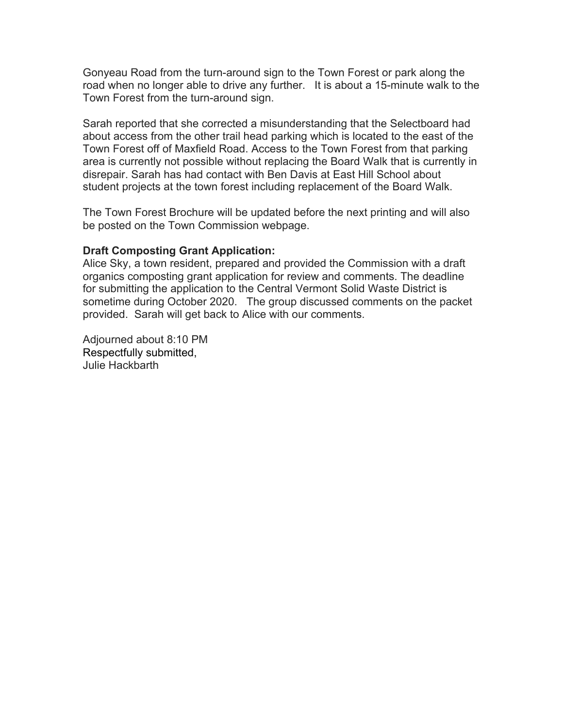Gonyeau Road from the turn-around sign to the Town Forest or park along the road when no longer able to drive any further. It is about a 15-minute walk to the Town Forest from the turn-around sign.

Sarah reported that she corrected a misunderstanding that the Selectboard had about access from the other trail head parking which is located to the east of the Town Forest off of Maxfield Road. Access to the Town Forest from that parking area is currently not possible without replacing the Board Walk that is currently in disrepair. Sarah has had contact with Ben Davis at East Hill School about student projects at the town forest including replacement of the Board Walk.

The Town Forest Brochure will be updated before the next printing and will also be posted on the Town Commission webpage.

**Draft Composting Grant Application:**
Alice Sky, a town resident, prepared and provided the Commission with a draft organics composting grant application for review and comments. The deadline for submitting the application to the Central Vermont Solid Waste District is sometime during October 2020. The group discussed comments on the packet provided. Sarah will get back to Alice with our comments.

Adjourned about 8:10 PM
Respectfully submitted,
Julie Hackbarth